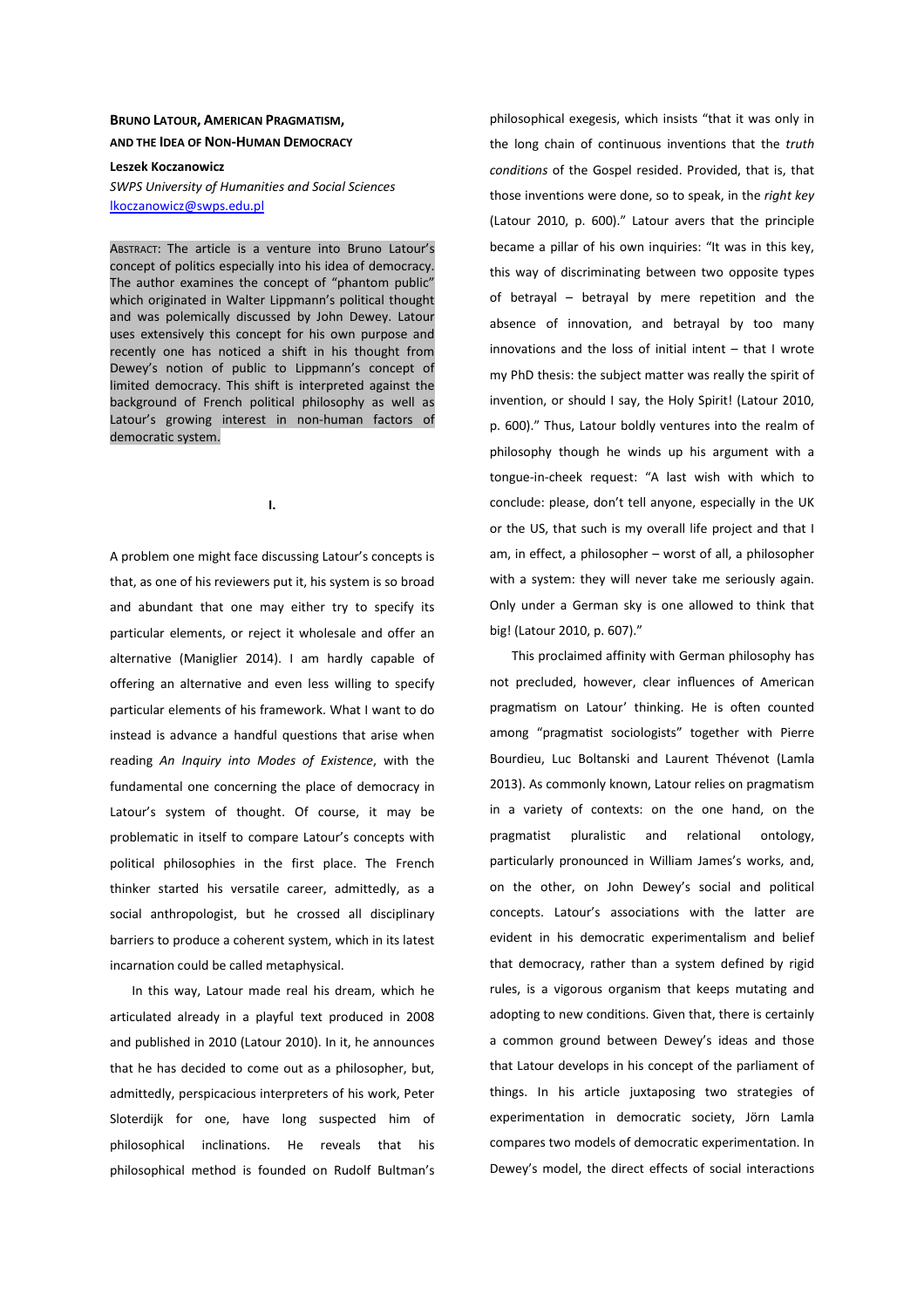**BRUNO LATOUR, AMERICAN PRAGMATISM, AND THE IDEA OF NON-HUMAN DEMOCRACY**

**Leszek Koczanowicz**

*SWPS University of Humanities and Social Sciences*
lkoczanowicz@swps.edu.pl

ABSTRACT: The article is a venture into Bruno Latour's concept of politics especially into his idea of democracy. The author examines the concept of "phantom public" which originated in Walter Lippmann's political thought and was polemically discussed by John Dewey. Latour uses extensively this concept for his own purpose and recently one has noticed a shift in his thought from Dewey's notion of public to Lippmann's concept of limited democracy. This shift is interpreted against the background of French political philosophy as well as Latour's growing interest in non-human factors of democratic system.

## I.

A problem one might face discussing Latour's concepts is that, as one of his reviewers put it, his system is so broad and abundant that one may either try to specify its particular elements, or reject it wholesale and offer an alternative (Maniglier 2014). I am hardly capable of offering an alternative and even less willing to specify particular elements of his framework. What I want to do instead is advance a handful questions that arise when reading *An Inquiry into Modes of Existence*, with the fundamental one concerning the place of democracy in Latour's system of thought. Of course, it may be problematic in itself to compare Latour's concepts with political philosophies in the first place. The French thinker started his versatile career, admittedly, as a social anthropologist, but he crossed all disciplinary barriers to produce a coherent system, which in its latest incarnation could be called metaphysical.

In this way, Latour made real his dream, which he articulated already in a playful text produced in 2008 and published in 2010 (Latour 2010). In it, he announces that he has decided to come out as a philosopher, but, admittedly, perspicacious interpreters of his work, Peter Sloterdijk for one, have long suspected him of philosophical inclinations. He reveals that his philosophical method is founded on Rudolf Bultman's philosophical exegesis, which insists "that it was only in the long chain of continuous inventions that the *truth conditions* of the Gospel resided. Provided, that is, that those inventions were done, so to speak, in the *right key* (Latour 2010, p. 600)." Latour avers that the principle became a pillar of his own inquiries: "It was in this key, this way of discriminating between two opposite types of betrayal – betrayal by mere repetition and the absence of innovation, and betrayal by too many innovations and the loss of initial intent – that I wrote my PhD thesis: the subject matter was really the spirit of invention, or should I say, the Holy Spirit! (Latour 2010, p. 600)." Thus, Latour boldly ventures into the realm of philosophy though he winds up his argument with a tongue-in-cheek request: "A last wish with which to conclude: please, don't tell anyone, especially in the UK or the US, that such is my overall life project and that I am, in effect, a philosopher – worst of all, a philosopher with a system: they will never take me seriously again. Only under a German sky is one allowed to think that big! (Latour 2010, p. 607)."

This proclaimed affinity with German philosophy has not precluded, however, clear influences of American pragmatism on Latour' thinking. He is often counted among "pragmatist sociologists" together with Pierre Bourdieu, Luc Boltanski and Laurent Thévenot (Lamla 2013). As commonly known, Latour relies on pragmatism in a variety of contexts: on the one hand, on the pragmatist pluralistic and relational ontology, particularly pronounced in William James's works, and, on the other, on John Dewey's social and political concepts. Latour's associations with the latter are evident in his democratic experimentalism and belief that democracy, rather than a system defined by rigid rules, is a vigorous organism that keeps mutating and adopting to new conditions. Given that, there is certainly a common ground between Dewey's ideas and those that Latour develops in his concept of the parliament of things. In his article juxtaposing two strategies of experimentation in democratic society, Jörn Lamla compares two models of democratic experimentation. In Dewey's model, the direct effects of social interactions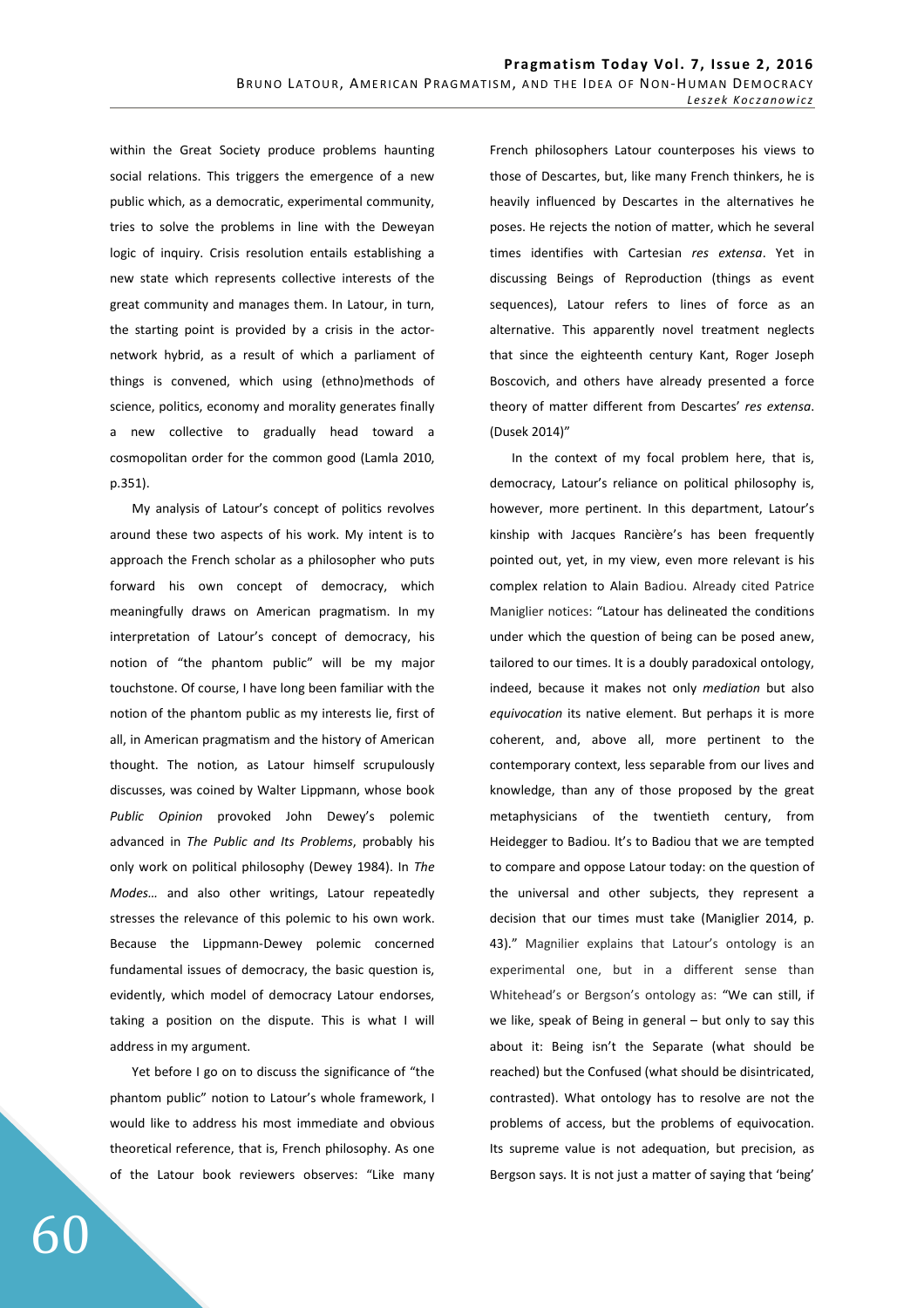within the Great Society produce problems haunting social relations. This triggers the emergence of a new public which, as a democratic, experimental community, tries to solve the problems in line with the Deweyan logic of inquiry. Crisis resolution entails establishing a new state which represents collective interests of the great community and manages them. In Latour, in turn, the starting point is provided by a crisis in the actor-network hybrid, as a result of which a parliament of things is convened, which using (ethno)methods of science, politics, economy and morality generates finally a new collective to gradually head toward a cosmopolitan order for the common good (Lamla 2010, p.351).

My analysis of Latour's concept of politics revolves around these two aspects of his work. My intent is to approach the French scholar as a philosopher who puts forward his own concept of democracy, which meaningfully draws on American pragmatism. In my interpretation of Latour's concept of democracy, his notion of "the phantom public" will be my major touchstone. Of course, I have long been familiar with the notion of the phantom public as my interests lie, first of all, in American pragmatism and the history of American thought. The notion, as Latour himself scrupulously discusses, was coined by Walter Lippmann, whose book *Public Opinion* provoked John Dewey's polemic advanced in *The Public and Its Problems*, probably his only work on political philosophy (Dewey 1984). In *The Modes…* and also other writings, Latour repeatedly stresses the relevance of this polemic to his own work. Because the Lippmann-Dewey polemic concerned fundamental issues of democracy, the basic question is, evidently, which model of democracy Latour endorses, taking a position on the dispute. This is what I will address in my argument.

Yet before I go on to discuss the significance of "the phantom public" notion to Latour's whole framework, I would like to address his most immediate and obvious theoretical reference, that is, French philosophy. As one of the Latour book reviewers observes: "Like many French philosophers Latour counterposes his views to those of Descartes, but, like many French thinkers, he is heavily influenced by Descartes in the alternatives he poses. He rejects the notion of matter, which he several times identifies with Cartesian *res extensa*. Yet in discussing Beings of Reproduction (things as event sequences), Latour refers to lines of force as an alternative. This apparently novel treatment neglects that since the eighteenth century Kant, Roger Joseph Boscovich, and others have already presented a force theory of matter different from Descartes' *res extensa*. (Dusek 2014)"

In the context of my focal problem here, that is, democracy, Latour's reliance on political philosophy is, however, more pertinent. In this department, Latour's kinship with Jacques Rancière's has been frequently pointed out, yet, in my view, even more relevant is his complex relation to Alain Badiou. Already cited Patrice Maniglier notices: "Latour has delineated the conditions under which the question of being can be posed anew, tailored to our times. It is a doubly paradoxical ontology, indeed, because it makes not only *mediation* but also *equivocation* its native element. But perhaps it is more coherent, and, above all, more pertinent to the contemporary context, less separable from our lives and knowledge, than any of those proposed by the great metaphysicians of the twentieth century, from Heidegger to Badiou. It's to Badiou that we are tempted to compare and oppose Latour today: on the question of the universal and other subjects, they represent a decision that our times must take (Maniglier 2014, p. 43)." Magnilier explains that Latour's ontology is an experimental one, but in a different sense than Whitehead's or Bergson's ontology as: "We can still, if we like, speak of Being in general – but only to say this about it: Being isn't the Separate (what should be reached) but the Confused (what should be disintricated, contrasted). What ontology has to resolve are not the problems of access, but the problems of equivocation. Its supreme value is not adequation, but precision, as Bergson says. It is not just a matter of saying that 'being'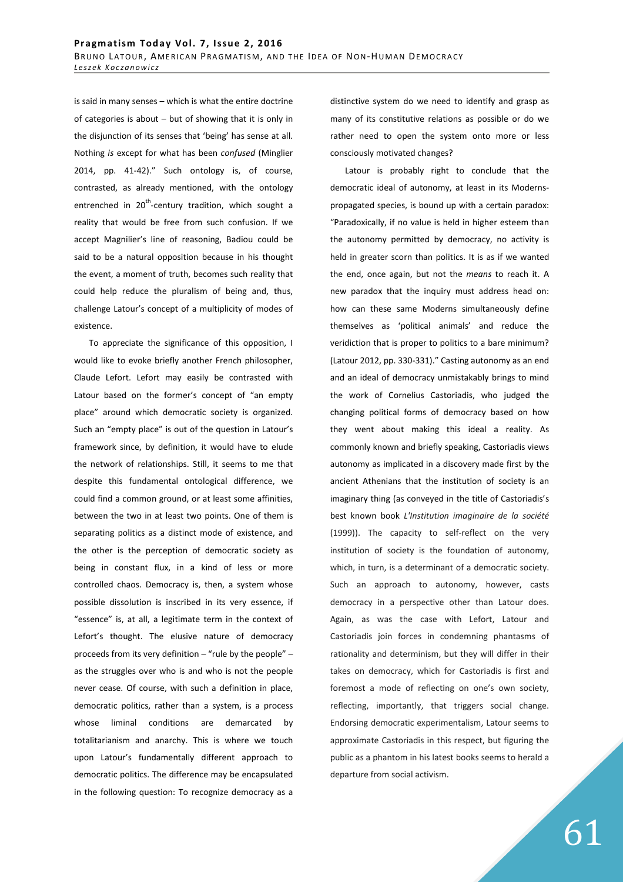is said in many senses – which is what the entire doctrine of categories is about – but of showing that it is only in the disjunction of its senses that 'being' has sense at all. Nothing *is* except for what has been *confused* (Minglier 2014, pp. 41-42)." Such ontology is, of course, contrasted, as already mentioned, with the ontology entrenched in 20[th]-century tradition, which sought a reality that would be free from such confusion. If we accept Magnilier's line of reasoning, Badiou could be said to be a natural opposition because in his thought the event, a moment of truth, becomes such reality that could help reduce the pluralism of being and, thus, challenge Latour's concept of a multiplicity of modes of existence.

To appreciate the significance of this opposition, I would like to evoke briefly another French philosopher, Claude Lefort. Lefort may easily be contrasted with Latour based on the former's concept of "an empty place" around which democratic society is organized. Such an "empty place" is out of the question in Latour's framework since, by definition, it would have to elude the network of relationships. Still, it seems to me that despite this fundamental ontological difference, we could find a common ground, or at least some affinities, between the two in at least two points. One of them is separating politics as a distinct mode of existence, and the other is the perception of democratic society as being in constant flux, in a kind of less or more controlled chaos. Democracy is, then, a system whose possible dissolution is inscribed in its very essence, if "essence" is, at all, a legitimate term in the context of Lefort's thought. The elusive nature of democracy proceeds from its very definition – "rule by the people" – as the struggles over who is and who is not the people never cease. Of course, with such a definition in place, democratic politics, rather than a system, is a process whose liminal conditions are demarcated by totalitarianism and anarchy. This is where we touch upon Latour's fundamentally different approach to democratic politics. The difference may be encapsulated in the following question: To recognize democracy as a distinctive system do we need to identify and grasp as many of its constitutive relations as possible or do we rather need to open the system onto more or less consciously motivated changes?

Latour is probably right to conclude that the democratic ideal of autonomy, at least in its Moderns-propagated species, is bound up with a certain paradox: "Paradoxically, if no value is held in higher esteem than the autonomy permitted by democracy, no activity is held in greater scorn than politics. It is as if we wanted the end, once again, but not the *means* to reach it. A new paradox that the inquiry must address head on: how can these same Moderns simultaneously define themselves as 'political animals' and reduce the veridiction that is proper to politics to a bare minimum? (Latour 2012, pp. 330-331)." Casting autonomy as an end and an ideal of democracy unmistakably brings to mind the work of Cornelius Castoriadis, who judged the changing political forms of democracy based on how they went about making this ideal a reality. As commonly known and briefly speaking, Castoriadis views autonomy as implicated in a discovery made first by the ancient Athenians that the institution of society is an imaginary thing (as conveyed in the title of Castoriadis's best known book *L'Institution imaginaire de la société* (1999)). The capacity to self-reflect on the very institution of society is the foundation of autonomy, which, in turn, is a determinant of a democratic society. Such an approach to autonomy, however, casts democracy in a perspective other than Latour does. Again, as was the case with Lefort, Latour and Castoriadis join forces in condemning phantasms of rationality and determinism, but they will differ in their takes on democracy, which for Castoriadis is first and foremost a mode of reflecting on one's own society, reflecting, importantly, that triggers social change. Endorsing democratic experimentalism, Latour seems to approximate Castoriadis in this respect, but figuring the public as a phantom in his latest books seems to herald a departure from social activism.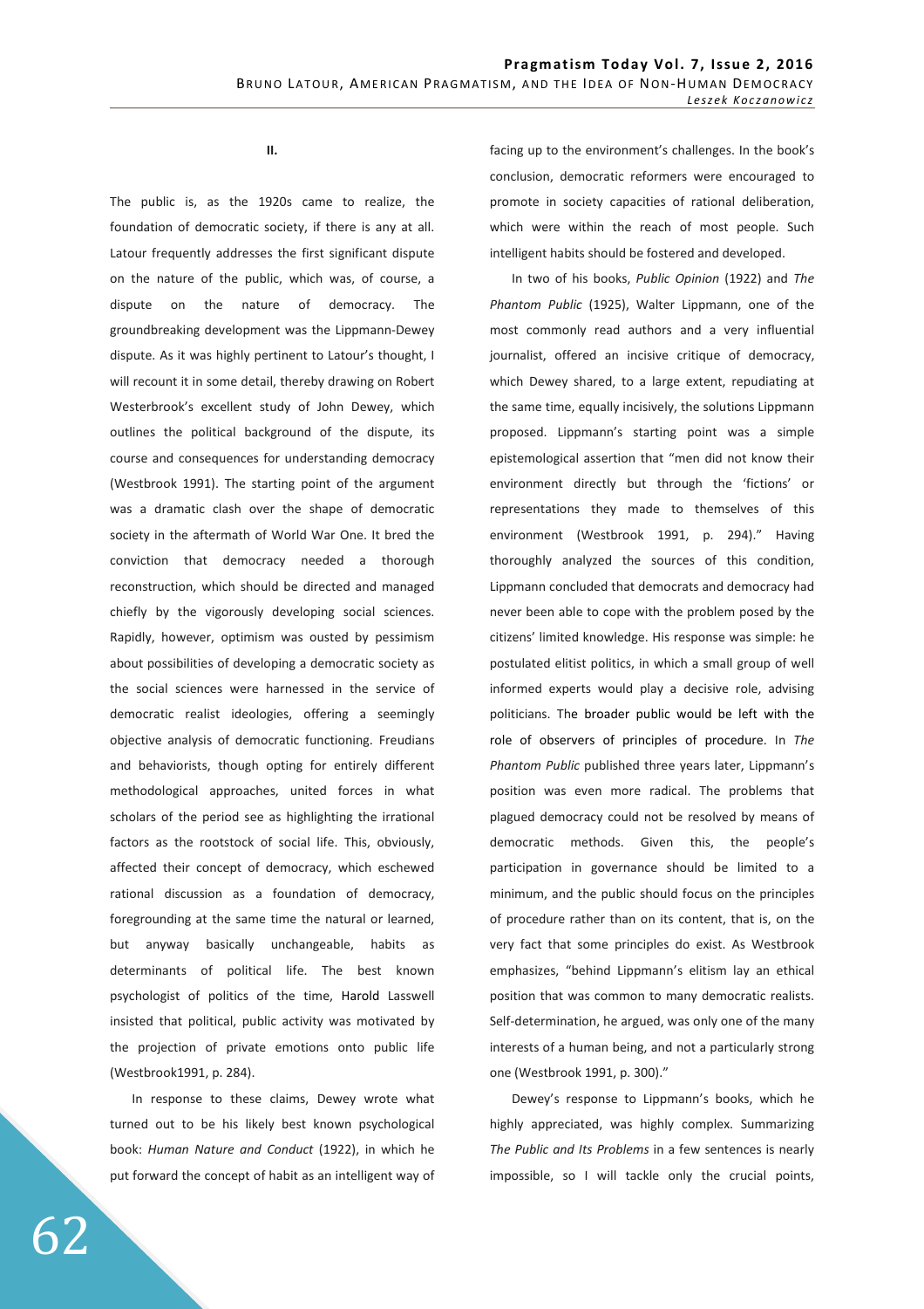## II.

The public is, as the 1920s came to realize, the foundation of democratic society, if there is any at all. Latour frequently addresses the first significant dispute on the nature of the public, which was, of course, a dispute on the nature of democracy. The groundbreaking development was the Lippmann-Dewey dispute. As it was highly pertinent to Latour's thought, I will recount it in some detail, thereby drawing on Robert Westerbrook's excellent study of John Dewey, which outlines the political background of the dispute, its course and consequences for understanding democracy (Westbrook 1991). The starting point of the argument was a dramatic clash over the shape of democratic society in the aftermath of World War One. It bred the conviction that democracy needed a thorough reconstruction, which should be directed and managed chiefly by the vigorously developing social sciences. Rapidly, however, optimism was ousted by pessimism about possibilities of developing a democratic society as the social sciences were harnessed in the service of democratic realist ideologies, offering a seemingly objective analysis of democratic functioning. Freudians and behaviorists, though opting for entirely different methodological approaches, united forces in what scholars of the period see as highlighting the irrational factors as the rootstock of social life. This, obviously, affected their concept of democracy, which eschewed rational discussion as a foundation of democracy, foregrounding at the same time the natural or learned, but anyway basically unchangeable, habits as determinants of political life. The best known psychologist of politics of the time, Harold Lasswell insisted that political, public activity was motivated by the projection of private emotions onto public life (Westbrook1991, p. 284).

In response to these claims, Dewey wrote what turned out to be his likely best known psychological book: *Human Nature and Conduct* (1922), in which he put forward the concept of habit as an intelligent way of facing up to the environment's challenges. In the book's conclusion, democratic reformers were encouraged to promote in society capacities of rational deliberation, which were within the reach of most people. Such intelligent habits should be fostered and developed.

In two of his books, *Public Opinion* (1922) and *The Phantom Public* (1925), Walter Lippmann, one of the most commonly read authors and a very influential journalist, offered an incisive critique of democracy, which Dewey shared, to a large extent, repudiating at the same time, equally incisively, the solutions Lippmann proposed. Lippmann's starting point was a simple epistemological assertion that "men did not know their environment directly but through the 'fictions' or representations they made to themselves of this environment (Westbrook 1991, p. 294)." Having thoroughly analyzed the sources of this condition, Lippmann concluded that democrats and democracy had never been able to cope with the problem posed by the citizens' limited knowledge. His response was simple: he postulated elitist politics, in which a small group of well informed experts would play a decisive role, advising politicians. The broader public would be left with the role of observers of principles of procedure. In *The Phantom Public* published three years later, Lippmann's position was even more radical. The problems that plagued democracy could not be resolved by means of democratic methods. Given this, the people's participation in governance should be limited to a minimum, and the public should focus on the principles of procedure rather than on its content, that is, on the very fact that some principles do exist. As Westbrook emphasizes, "behind Lippmann's elitism lay an ethical position that was common to many democratic realists. Self-determination, he argued, was only one of the many interests of a human being, and not a particularly strong one (Westbrook 1991, p. 300)."

Dewey's response to Lippmann's books, which he highly appreciated, was highly complex. Summarizing *The Public and Its Problems* in a few sentences is nearly impossible, so I will tackle only the crucial points,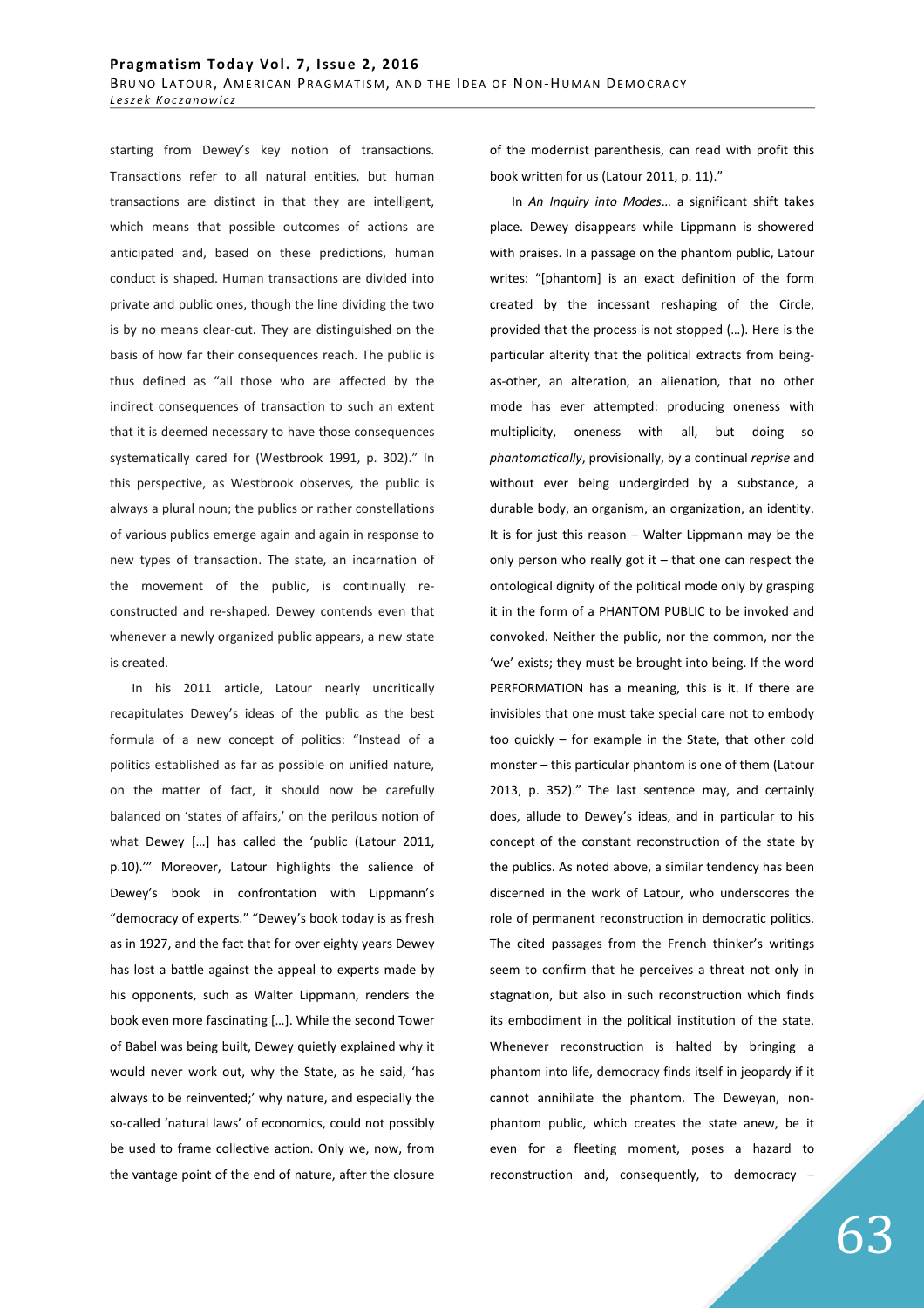starting from Dewey's key notion of transactions. Transactions refer to all natural entities, but human transactions are distinct in that they are intelligent, which means that possible outcomes of actions are anticipated and, based on these predictions, human conduct is shaped. Human transactions are divided into private and public ones, though the line dividing the two is by no means clear-cut. They are distinguished on the basis of how far their consequences reach. The public is thus defined as "all those who are affected by the indirect consequences of transaction to such an extent that it is deemed necessary to have those consequences systematically cared for (Westbrook 1991, p. 302)." In this perspective, as Westbrook observes, the public is always a plural noun; the publics or rather constellations of various publics emerge again and again in response to new types of transaction. The state, an incarnation of the movement of the public, is continually re-constructed and re-shaped. Dewey contends even that whenever a newly organized public appears, a new state is created.

In his 2011 article, Latour nearly uncritically recapitulates Dewey's ideas of the public as the best formula of a new concept of politics: "Instead of a politics established as far as possible on unified nature, on the matter of fact, it should now be carefully balanced on 'states of affairs,' on the perilous notion of what Dewey […] has called the 'public (Latour 2011, p.10).'" Moreover, Latour highlights the salience of Dewey's book in confrontation with Lippmann's "democracy of experts." "Dewey's book today is as fresh as in 1927, and the fact that for over eighty years Dewey has lost a battle against the appeal to experts made by his opponents, such as Walter Lippmann, renders the book even more fascinating […]. While the second Tower of Babel was being built, Dewey quietly explained why it would never work out, why the State, as he said, 'has always to be reinvented;' why nature, and especially the so-called 'natural laws' of economics, could not possibly be used to frame collective action. Only we, now, from the vantage point of the end of nature, after the closure of the modernist parenthesis, can read with profit this book written for us (Latour 2011, p. 11)."

In *An Inquiry into Modes*… a significant shift takes place. Dewey disappears while Lippmann is showered with praises. In a passage on the phantom public, Latour writes: "[phantom] is an exact definition of the form created by the incessant reshaping of the Circle, provided that the process is not stopped (…). Here is the particular alterity that the political extracts from being-as-other, an alteration, an alienation, that no other mode has ever attempted: producing oneness with multiplicity, oneness with all, but doing so *phantomatically*, provisionally, by a continual *reprise* and without ever being undergirded by a substance, a durable body, an organism, an organization, an identity. It is for just this reason – Walter Lippmann may be the only person who really got it – that one can respect the ontological dignity of the political mode only by grasping it in the form of a PHANTOM PUBLIC to be invoked and convoked. Neither the public, nor the common, nor the 'we' exists; they must be brought into being. If the word PERFORMATION has a meaning, this is it. If there are invisibles that one must take special care not to embody too quickly – for example in the State, that other cold monster – this particular phantom is one of them (Latour 2013, p. 352)." The last sentence may, and certainly does, allude to Dewey's ideas, and in particular to his concept of the constant reconstruction of the state by the publics. As noted above, a similar tendency has been discerned in the work of Latour, who underscores the role of permanent reconstruction in democratic politics. The cited passages from the French thinker's writings seem to confirm that he perceives a threat not only in stagnation, but also in such reconstruction which finds its embodiment in the political institution of the state. Whenever reconstruction is halted by bringing a phantom into life, democracy finds itself in jeopardy if it cannot annihilate the phantom. The Deweyan, non-phantom public, which creates the state anew, be it even for a fleeting moment, poses a hazard to reconstruction and, consequently, to democracy –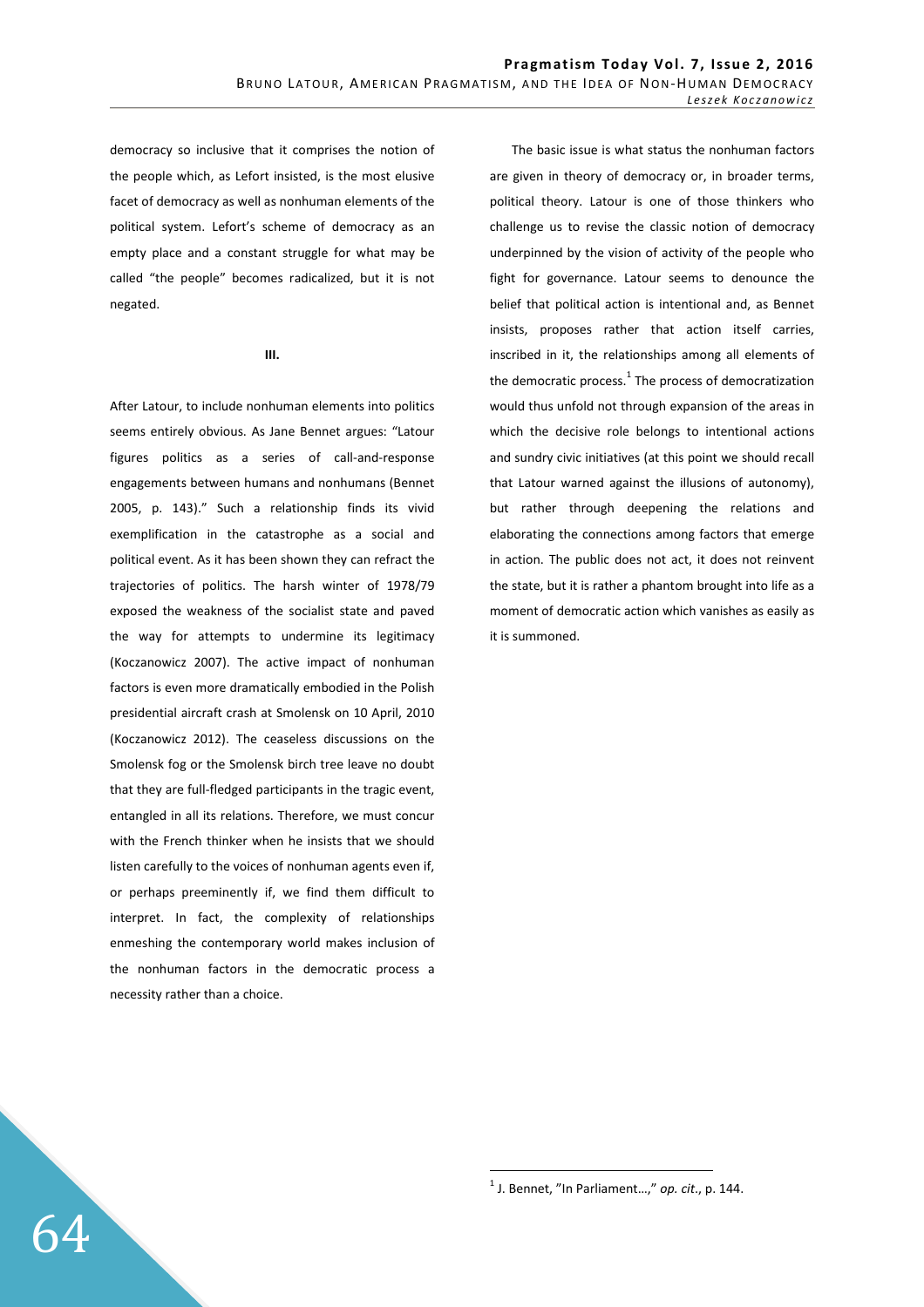democracy so inclusive that it comprises the notion of the people which, as Lefort insisted, is the most elusive facet of democracy as well as nonhuman elements of the political system. Lefort's scheme of democracy as an empty place and a constant struggle for what may be called "the people" becomes radicalized, but it is not negated.

## III.

After Latour, to include nonhuman elements into politics seems entirely obvious. As Jane Bennet argues: "Latour figures politics as a series of call-and-response engagements between humans and nonhumans (Bennet 2005, p. 143)." Such a relationship finds its vivid exemplification in the catastrophe as a social and political event. As it has been shown they can refract the trajectories of politics. The harsh winter of 1978/79 exposed the weakness of the socialist state and paved the way for attempts to undermine its legitimacy (Koczanowicz 2007). The active impact of nonhuman factors is even more dramatically embodied in the Polish presidential aircraft crash at Smolensk on 10 April, 2010 (Koczanowicz 2012). The ceaseless discussions on the Smolensk fog or the Smolensk birch tree leave no doubt that they are full-fledged participants in the tragic event, entangled in all its relations. Therefore, we must concur with the French thinker when he insists that we should listen carefully to the voices of nonhuman agents even if, or perhaps preeminently if, we find them difficult to interpret. In fact, the complexity of relationships enmeshing the contemporary world makes inclusion of the nonhuman factors in the democratic process a necessity rather than a choice.

The basic issue is what status the nonhuman factors are given in theory of democracy or, in broader terms, political theory. Latour is one of those thinkers who challenge us to revise the classic notion of democracy underpinned by the vision of activity of the people who fight for governance. Latour seems to denounce the belief that political action is intentional and, as Bennet insists, proposes rather that action itself carries, inscribed in it, the relationships among all elements of the democratic process.[1] The process of democratization would thus unfold not through expansion of the areas in which the decisive role belongs to intentional actions and sundry civic initiatives (at this point we should recall that Latour warned against the illusions of autonomy), but rather through deepening the relations and elaborating the connections among factors that emerge in action. The public does not act, it does not reinvent the state, but it is rather a phantom brought into life as a moment of democratic action which vanishes as easily as it is summoned.

---

[1] J. Bennet, "In Parliament…," *op. cit*., p. 144.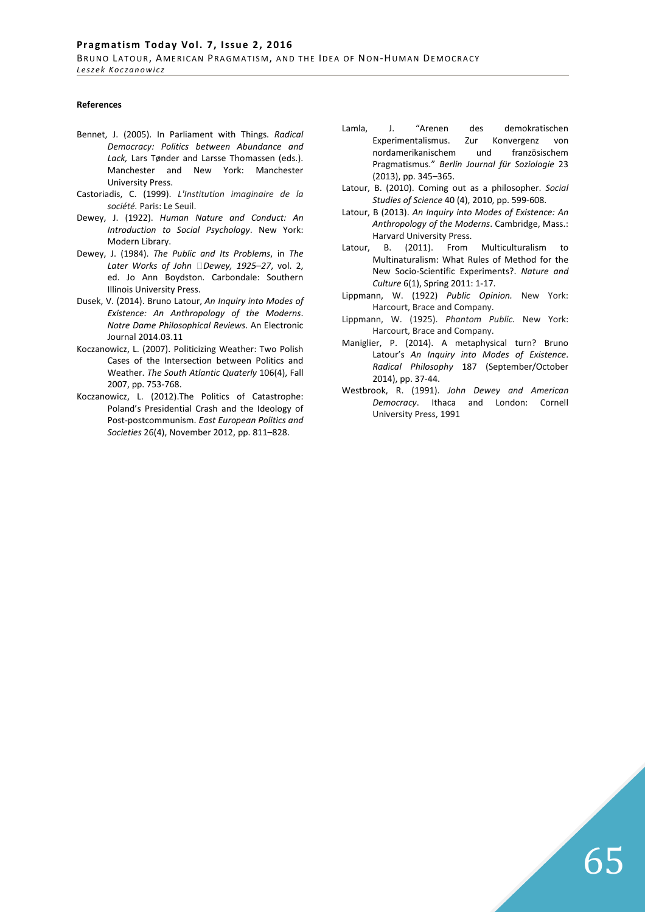**References**

Bennet, J. (2005). In Parliament with Things. *Radical Democracy: Politics between Abundance and Lack,* Lars Tønder and Larsse Thomassen (eds.). Manchester and New York: Manchester University Press.

Castoriadis, C. (1999). *L'Institution imaginaire de la société.* Paris: Le Seuil.

Dewey, J. (1922). *Human Nature and Conduct: An Introduction to Social Psychology*. New York: Modern Library.

Dewey, J. (1984). *The Public and Its Problems*, in *The Later Works of John Dewey, 1925–27*, vol. 2, ed. Jo Ann Boydston. Carbondale: Southern Illinois University Press.

Dusek, V. (2014). Bruno Latour, *An Inquiry into Modes of Existence: An Anthropology of the Moderns*. *Notre Dame Philosophical Reviews*. An Electronic Journal 2014.03.11

Koczanowicz, L. (2007). Politicizing Weather: Two Polish Cases of the Intersection between Politics and Weather. *The South Atlantic Quaterly* 106(4), Fall 2007, pp. 753-768.

Koczanowicz, L. (2012).The Politics of Catastrophe: Poland's Presidential Crash and the Ideology of Post-postcommunism. *East European Politics and Societies* 26(4), November 2012, pp. 811–828.

Lamla, J. "Arenen des demokratischen Experimentalismus. Zur Konvergenz von nordamerikanischem und französischem Pragmatismus." *Berlin Journal für Soziologie* 23 (2013), pp. 345–365.

Latour, B. (2010). Coming out as a philosopher. *Social Studies of Science* 40 (4), 2010, pp. 599-608.

Latour, B (2013). *An Inquiry into Modes of Existence: An Anthropology of the Moderns*. Cambridge, Mass.: Harvard University Press.

Latour, B. (2011). From Multiculturalism to Multinaturalism: What Rules of Method for the New Socio-Scientific Experiments?. *Nature and Culture* 6(1), Spring 2011: 1-17.

Lippmann, W. (1922) *Public Opinion.* New York: Harcourt, Brace and Company.

Lippmann, W. (1925). *Phantom Public.* New York: Harcourt, Brace and Company.

Maniglier, P. (2014). A metaphysical turn? Bruno Latour's *An Inquiry into Modes of Existence*. *Radical Philosophy* 187 (September/October 2014), pp. 37-44.

Westbrook, R. (1991). *John Dewey and American Democracy*. Ithaca and London: Cornell University Press, 1991